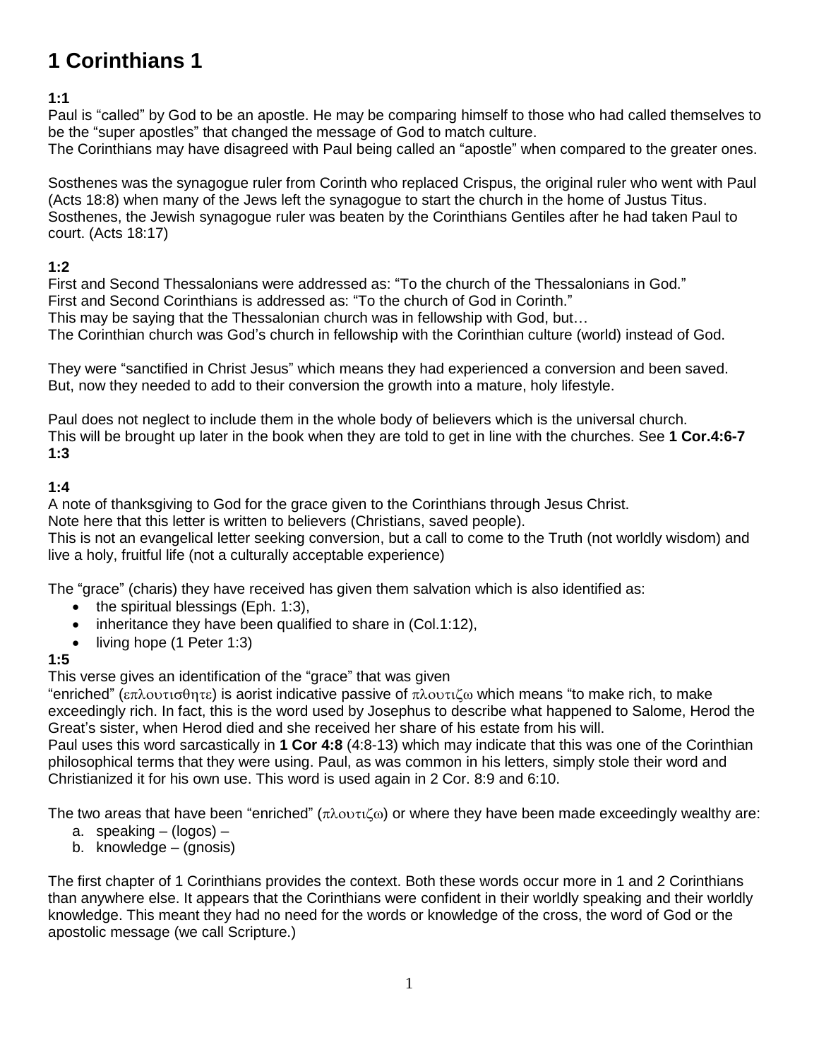# 1 Corinthians 1

**1:1**

Paul is "called" by God to be an apostle. He may be comparing himself to those who had called themselves to be the "super apostles" that changed the message of God to match culture.
The Corinthians may have disagreed with Paul being called an "apostle" when compared to the greater ones.

Sosthenes was the synagogue ruler from Corinth who replaced Crispus, the original ruler who went with Paul (Acts 18:8) when many of the Jews left the synagogue to start the church in the home of Justus Titus. Sosthenes, the Jewish synagogue ruler was beaten by the Corinthians Gentiles after he had taken Paul to court. (Acts 18:17)

**1:2**

First and Second Thessalonians were addressed as: "To the church of the Thessalonians in God."
First and Second Corinthians is addressed as: "To the church of God in Corinth."
This may be saying that the Thessalonian church was in fellowship with God, but…
The Corinthian church was God's church in fellowship with the Corinthian culture (world) instead of God.

They were "sanctified in Christ Jesus" which means they had experienced a conversion and been saved.
But, now they needed to add to their conversion the growth into a mature, holy lifestyle.

Paul does not neglect to include them in the whole body of believers which is the universal church.
This will be brought up later in the book when they are told to get in line with the churches. See **1 Cor.4:6-7**
**1:3**

**1:4**

A note of thanksgiving to God for the grace given to the Corinthians through Jesus Christ.
Note here that this letter is written to believers (Christians, saved people).
This is not an evangelical letter seeking conversion, but a call to come to the Truth (not worldly wisdom) and live a holy, fruitful life (not a culturally acceptable experience)

The "grace" (charis) they have received has given them salvation which is also identified as:

- the spiritual blessings (Eph. 1:3),
- inheritance they have been qualified to share in (Col.1:12),
- living hope (1 Peter 1:3)

**1:5**

This verse gives an identification of the "grace" that was given
"enriched" (επλουτισθητε) is aorist indicative passive of πλουτιζω which means "to make rich, to make exceedingly rich. In fact, this is the word used by Josephus to describe what happened to Salome, Herod the Great's sister, when Herod died and she received her share of his estate from his will.
Paul uses this word sarcastically in **1 Cor 4:8** (4:8-13) which may indicate that this was one of the Corinthian philosophical terms that they were using. Paul, as was common in his letters, simply stole their word and Christianized it for his own use. This word is used again in 2 Cor. 8:9 and 6:10.

The two areas that have been "enriched" (πλουτιζω) or where they have been made exceedingly wealthy are:

a. speaking – (logos) –
b. knowledge – (gnosis)

The first chapter of 1 Corinthians provides the context. Both these words occur more in 1 and 2 Corinthians than anywhere else. It appears that the Corinthians were confident in their worldly speaking and their worldly knowledge. This meant they had no need for the words or knowledge of the cross, the word of God or the apostolic message (we call Scripture.)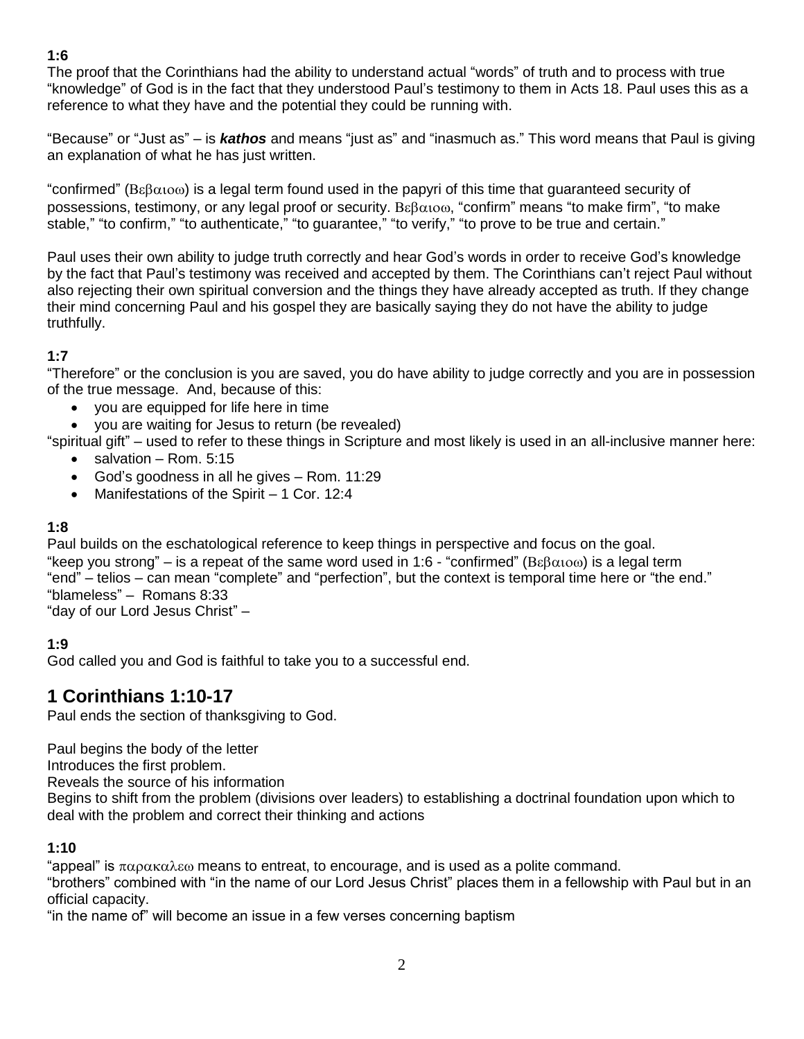**1:6**
The proof that the Corinthians had the ability to understand actual "words" of truth and to process with true "knowledge" of God is in the fact that they understood Paul's testimony to them in Acts 18. Paul uses this as a reference to what they have and the potential they could be running with.

"Because" or "Just as" – is ***kathos*** and means "just as" and "inasmuch as." This word means that Paul is giving an explanation of what he has just written.

"confirmed" (Βεβαιοω) is a legal term found used in the papyri of this time that guaranteed security of possessions, testimony, or any legal proof or security. Βεβαιοω, "confirm" means "to make firm", "to make stable," "to confirm," "to authenticate," "to guarantee," "to verify," "to prove to be true and certain."

Paul uses their own ability to judge truth correctly and hear God's words in order to receive God's knowledge by the fact that Paul's testimony was received and accepted by them. The Corinthians can't reject Paul without also rejecting their own spiritual conversion and the things they have already accepted as truth. If they change their mind concerning Paul and his gospel they are basically saying they do not have the ability to judge truthfully.

**1:7**
"Therefore" or the conclusion is you are saved, you do have ability to judge correctly and you are in possession of the true message. And, because of this:

- you are equipped for life here in time
- you are waiting for Jesus to return (be revealed)

"spiritual gift" – used to refer to these things in Scripture and most likely is used in an all-inclusive manner here:

- salvation – Rom. 5:15
- God's goodness in all he gives – Rom. 11:29
- Manifestations of the Spirit – 1 Cor. 12:4

**1:8**
Paul builds on the eschatological reference to keep things in perspective and focus on the goal.
"keep you strong" – is a repeat of the same word used in 1:6 - "confirmed" (Βεβαιοω) is a legal term
"end" – telios – can mean "complete" and "perfection", but the context is temporal time here or "the end."
"blameless" – Romans 8:33
"day of our Lord Jesus Christ" –

**1:9**
God called you and God is faithful to take you to a successful end.

## 1 Corinthians 1:10-17

Paul ends the section of thanksgiving to God.

Paul begins the body of the letter
Introduces the first problem.
Reveals the source of his information
Begins to shift from the problem (divisions over leaders) to establishing a doctrinal foundation upon which to deal with the problem and correct their thinking and actions

**1:10**
"appeal" is παρακαλεω means to entreat, to encourage, and is used as a polite command.
"brothers" combined with "in the name of our Lord Jesus Christ" places them in a fellowship with Paul but in an official capacity.
"in the name of" will become an issue in a few verses concerning baptism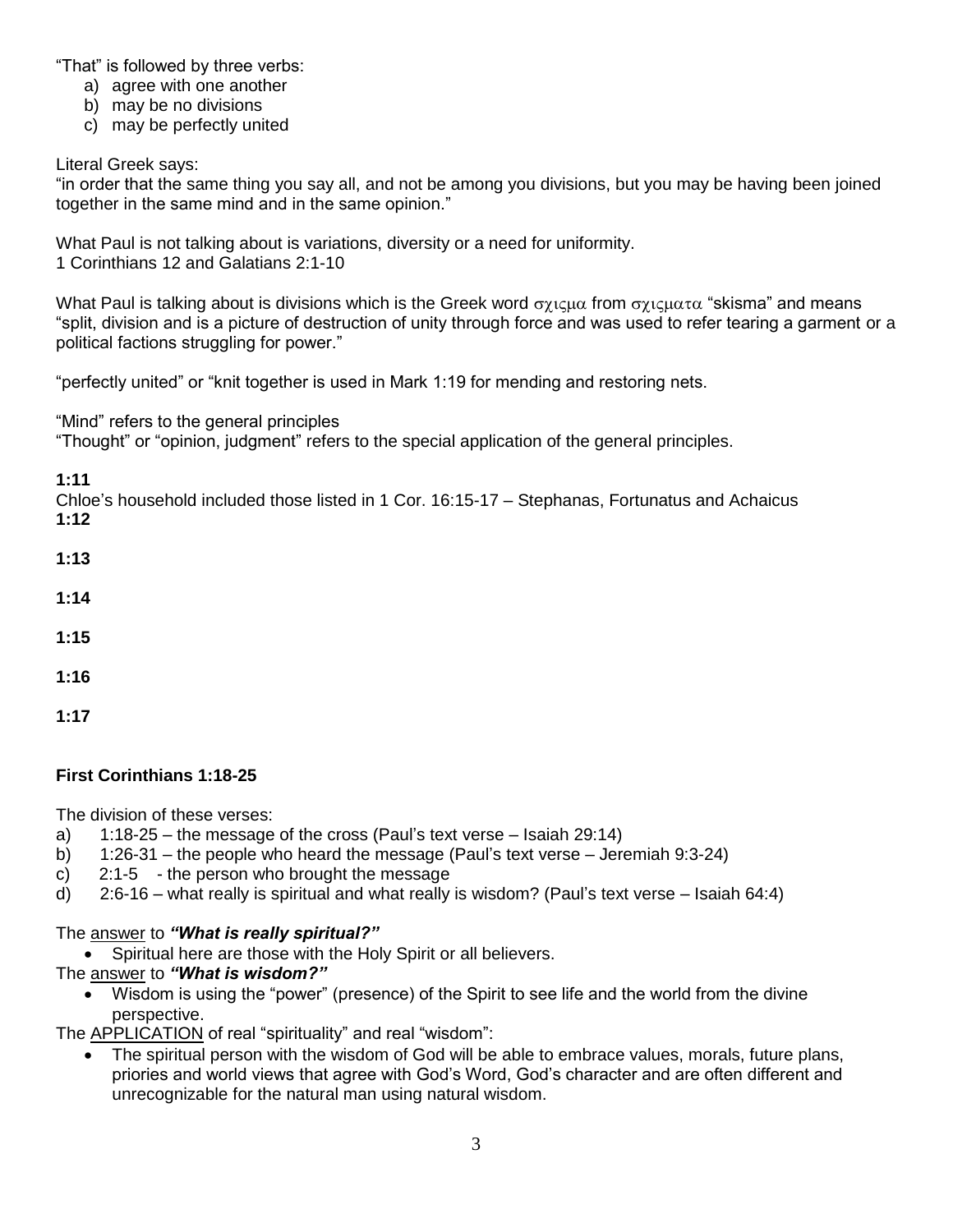"That" is followed by three verbs:

a) agree with one another
b) may be no divisions
c) may be perfectly united

Literal Greek says:
"in order that the same thing you say all, and not be among you divisions, but you may be having been joined together in the same mind and in the same opinion."

What Paul is not talking about is variations, diversity or a need for uniformity.
1 Corinthians 12 and Galatians 2:1-10

What Paul is talking about is divisions which is the Greek word σχισμα from σχισματα "skisma" and means "split, division and is a picture of destruction of unity through force and was used to refer tearing a garment or a political factions struggling for power."

"perfectly united" or "knit together is used in Mark 1:19 for mending and restoring nets.

"Mind" refers to the general principles
"Thought" or "opinion, judgment" refers to the special application of the general principles.

**1:11**
Chloe's household included those listed in 1 Cor. 16:15-17 – Stephanas, Fortunatus and Achaicus

**1:12**

**1:13**

**1:14**

**1:15**

**1:16**

**1:17**

**First Corinthians 1:18-25**

The division of these verses:

a) 1:18-25 – the message of the cross (Paul's text verse – Isaiah 29:14)
b) 1:26-31 – the people who heard the message (Paul's text verse – Jeremiah 9:3-24)
c) 2:1-5 - the person who brought the message
d) 2:6-16 – what really is spiritual and what really is wisdom? (Paul's text verse – Isaiah 64:4)

The answer to ***"What is really spiritual?"***

- Spiritual here are those with the Holy Spirit or all believers.

The answer to ***"What is wisdom?"***

- Wisdom is using the "power" (presence) of the Spirit to see life and the world from the divine perspective.

The APPLICATION of real "spirituality" and real "wisdom":

- The spiritual person with the wisdom of God will be able to embrace values, morals, future plans, priories and world views that agree with God's Word, God's character and are often different and unrecognizable for the natural man using natural wisdom.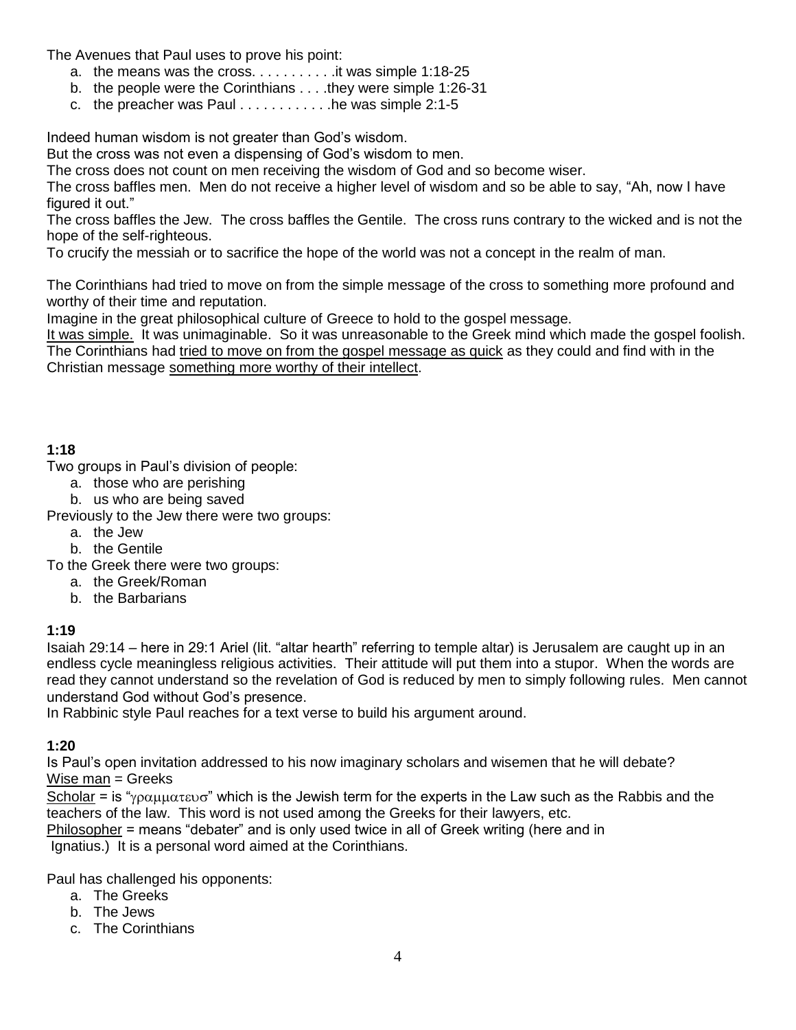The Avenues that Paul uses to prove his point:

a. the means was the cross. . . . . . . . . . .it was simple 1:18-25
b. the people were the Corinthians . . . .they were simple 1:26-31
c. the preacher was Paul . . . . . . . . . . . .he was simple 2:1-5

Indeed human wisdom is not greater than God's wisdom.
But the cross was not even a dispensing of God's wisdom to men.
The cross does not count on men receiving the wisdom of God and so become wiser.
The cross baffles men. Men do not receive a higher level of wisdom and so be able to say, "Ah, now I have figured it out."
The cross baffles the Jew. The cross baffles the Gentile. The cross runs contrary to the wicked and is not the hope of the self-righteous.
To crucify the messiah or to sacrifice the hope of the world was not a concept in the realm of man.

The Corinthians had tried to move on from the simple message of the cross to something more profound and worthy of their time and reputation.
Imagine in the great philosophical culture of Greece to hold to the gospel message.
<u>It was simple.</u> It was unimaginable. So it was unreasonable to the Greek mind which made the gospel foolish.
The Corinthians had <u>tried to move on from the gospel message as quick</u> as they could and find with in the Christian message <u>something more worthy of their intellect</u>.

**1:18**

Two groups in Paul's division of people:

a. those who are perishing
b. us who are being saved

Previously to the Jew there were two groups:

a. the Jew
b. the Gentile

To the Greek there were two groups:

a. the Greek/Roman
b. the Barbarians

**1:19**

Isaiah 29:14 – here in 29:1 Ariel (lit. "altar hearth" referring to temple altar) is Jerusalem are caught up in an endless cycle meaningless religious activities. Their attitude will put them into a stupor. When the words are read they cannot understand so the revelation of God is reduced by men to simply following rules. Men cannot understand God without God's presence.
In Rabbinic style Paul reaches for a text verse to build his argument around.

**1:20**

Is Paul's open invitation addressed to his now imaginary scholars and wisemen that he will debate?
<u>Wise man</u> = Greeks
<u>Scholar</u> = is "γραμματευσ" which is the Jewish term for the experts in the Law such as the Rabbis and the teachers of the law. This word is not used among the Greeks for their lawyers, etc.
<u>Philosopher</u> = means "debater" and is only used twice in all of Greek writing (here and in Ignatius.) It is a personal word aimed at the Corinthians.

Paul has challenged his opponents:

a. The Greeks
b. The Jews
c. The Corinthians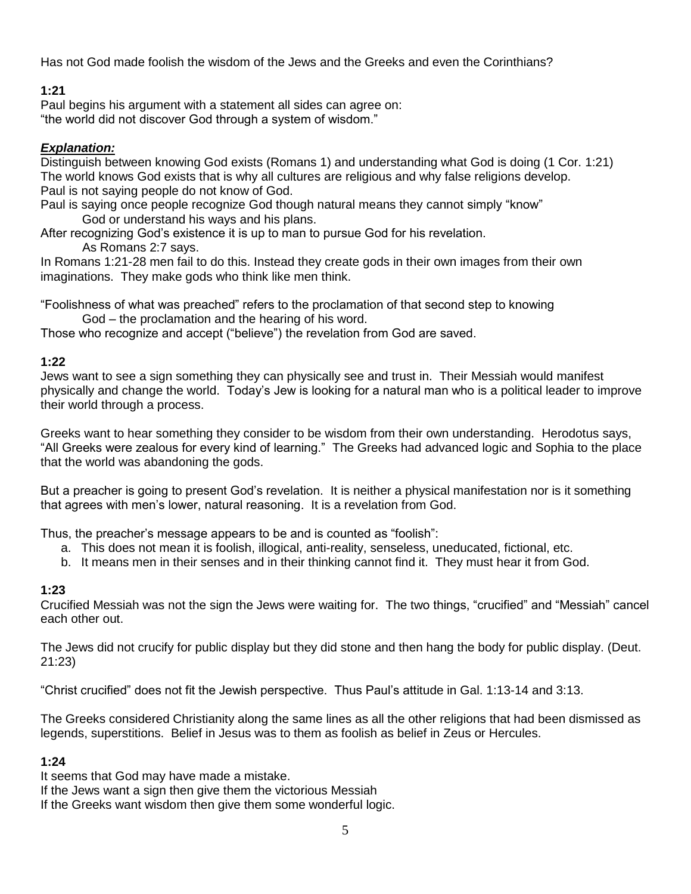Has not God made foolish the wisdom of the Jews and the Greeks and even the Corinthians?

**1:21**

Paul begins his argument with a statement all sides can agree on:
"the world did not discover God through a system of wisdom."

***Explanation:***

Distinguish between knowing God exists (Romans 1) and understanding what God is doing (1 Cor. 1:21)
The world knows God exists that is why all cultures are religious and why false religions develop.
Paul is not saying people do not know of God.
Paul is saying once people recognize God though natural means they cannot simply "know"
God or understand his ways and his plans.
After recognizing God's existence it is up to man to pursue God for his revelation.
As Romans 2:7 says.
In Romans 1:21-28 men fail to do this. Instead they create gods in their own images from their own imaginations. They make gods who think like men think.

"Foolishness of what was preached" refers to the proclamation of that second step to knowing
God – the proclamation and the hearing of his word.
Those who recognize and accept ("believe") the revelation from God are saved.

**1:22**

Jews want to see a sign something they can physically see and trust in. Their Messiah would manifest physically and change the world. Today's Jew is looking for a natural man who is a political leader to improve their world through a process.

Greeks want to hear something they consider to be wisdom from their own understanding. Herodotus says, "All Greeks were zealous for every kind of learning." The Greeks had advanced logic and Sophia to the place that the world was abandoning the gods.

But a preacher is going to present God's revelation. It is neither a physical manifestation nor is it something that agrees with men's lower, natural reasoning. It is a revelation from God.

Thus, the preacher's message appears to be and is counted as "foolish":

a. This does not mean it is foolish, illogical, anti-reality, senseless, uneducated, fictional, etc.
b. It means men in their senses and in their thinking cannot find it. They must hear it from God.

**1:23**

Crucified Messiah was not the sign the Jews were waiting for. The two things, "crucified" and "Messiah" cancel each other out.

The Jews did not crucify for public display but they did stone and then hang the body for public display. (Deut. 21:23)

"Christ crucified" does not fit the Jewish perspective. Thus Paul's attitude in Gal. 1:13-14 and 3:13.

The Greeks considered Christianity along the same lines as all the other religions that had been dismissed as legends, superstitions. Belief in Jesus was to them as foolish as belief in Zeus or Hercules.

**1:24**

It seems that God may have made a mistake.
If the Jews want a sign then give them the victorious Messiah
If the Greeks want wisdom then give them some wonderful logic.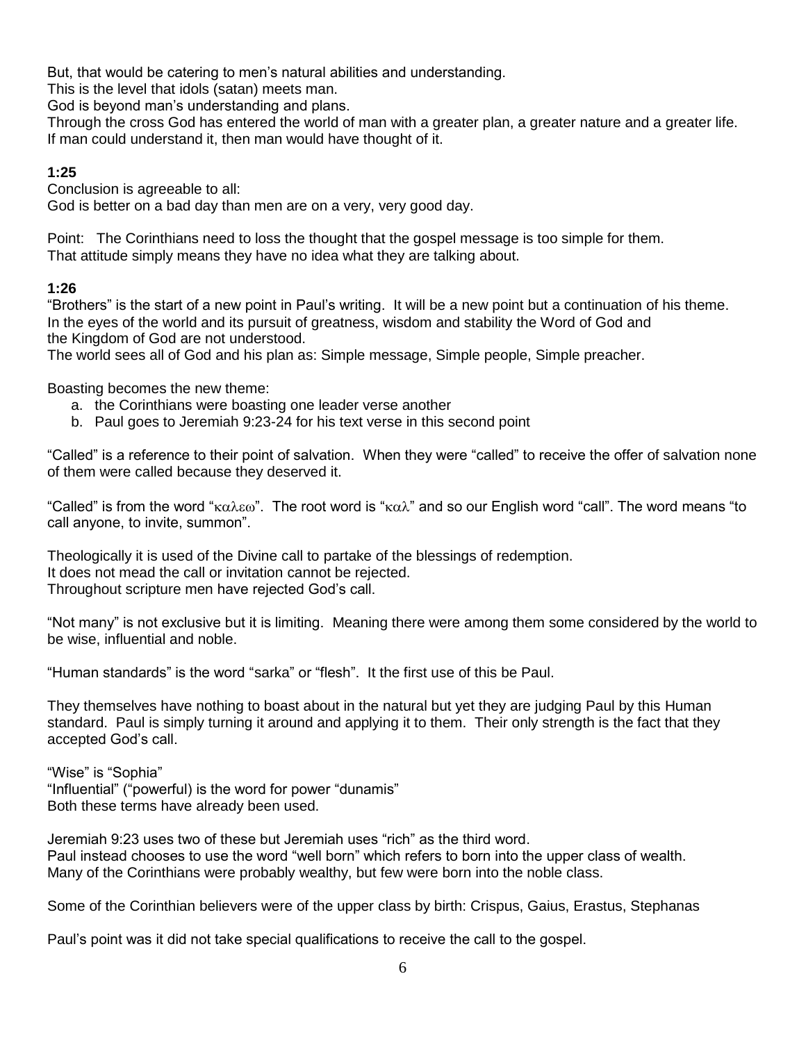But, that would be catering to men's natural abilities and understanding.
This is the level that idols (satan) meets man.
God is beyond man's understanding and plans.
Through the cross God has entered the world of man with a greater plan, a greater nature and a greater life.
If man could understand it, then man would have thought of it.

**1:25**

Conclusion is agreeable to all:
God is better on a bad day than men are on a very, very good day.

Point: The Corinthians need to loss the thought that the gospel message is too simple for them.
That attitude simply means they have no idea what they are talking about.

**1:26**

"Brothers" is the start of a new point in Paul's writing. It will be a new point but a continuation of his theme.
In the eyes of the world and its pursuit of greatness, wisdom and stability the Word of God and the Kingdom of God are not understood.
The world sees all of God and his plan as: Simple message, Simple people, Simple preacher.

Boasting becomes the new theme:

a. the Corinthians were boasting one leader verse another
b. Paul goes to Jeremiah 9:23-24 for his text verse in this second point

"Called" is a reference to their point of salvation. When they were "called" to receive the offer of salvation none of them were called because they deserved it.

"Called" is from the word "καλεω". The root word is "καλ" and so our English word "call". The word means "to call anyone, to invite, summon".

Theologically it is used of the Divine call to partake of the blessings of redemption.
It does not mead the call or invitation cannot be rejected.
Throughout scripture men have rejected God's call.

"Not many" is not exclusive but it is limiting. Meaning there were among them some considered by the world to be wise, influential and noble.

"Human standards" is the word "sarka" or "flesh". It the first use of this be Paul.

They themselves have nothing to boast about in the natural but yet they are judging Paul by this Human standard. Paul is simply turning it around and applying it to them. Their only strength is the fact that they accepted God's call.

"Wise" is "Sophia"
"Influential" ("powerful) is the word for power "dunamis"
Both these terms have already been used.

Jeremiah 9:23 uses two of these but Jeremiah uses "rich" as the third word.
Paul instead chooses to use the word "well born" which refers to born into the upper class of wealth.
Many of the Corinthians were probably wealthy, but few were born into the noble class.

Some of the Corinthian believers were of the upper class by birth: Crispus, Gaius, Erastus, Stephanas

Paul's point was it did not take special qualifications to receive the call to the gospel.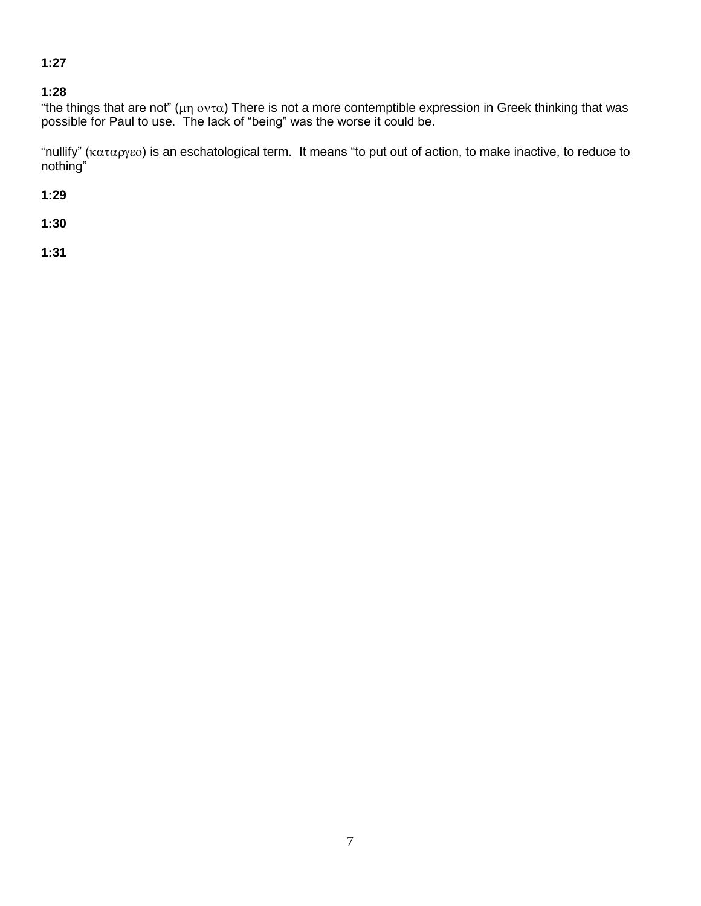**1:27**

**1:28**
"the things that are not" (μη οντα) There is not a more contemptible expression in Greek thinking that was possible for Paul to use. The lack of "being" was the worse it could be.

"nullify" (καταργεο) is an eschatological term. It means "to put out of action, to make inactive, to reduce to nothing"

**1:29**

**1:30**

**1:31**